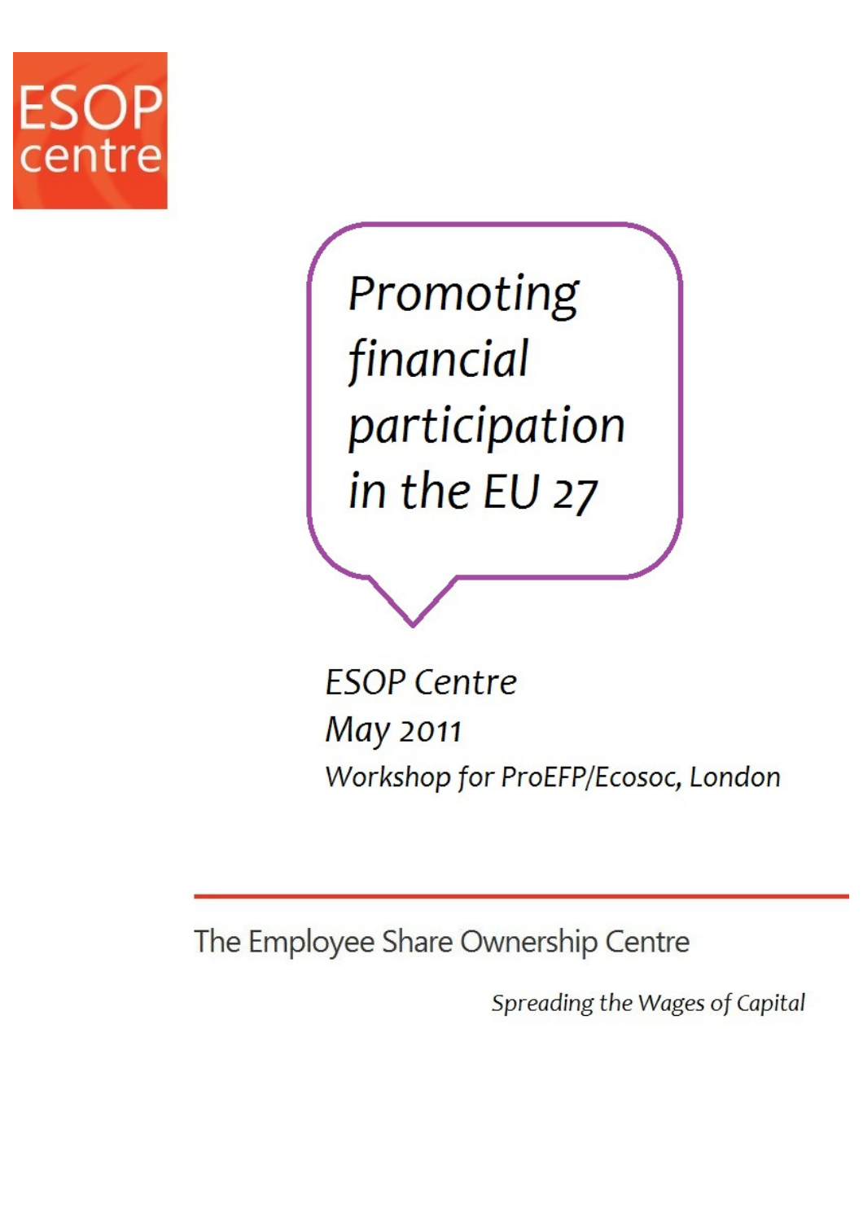ESOP centre

# Promoting financial participation in the EU 27

*ESOP Centre*

*May 2011*

*Workshop for ProEFP/Ecosoc, London*

---

The Employee Share Ownership Centre

*Spreading the Wages of Capital*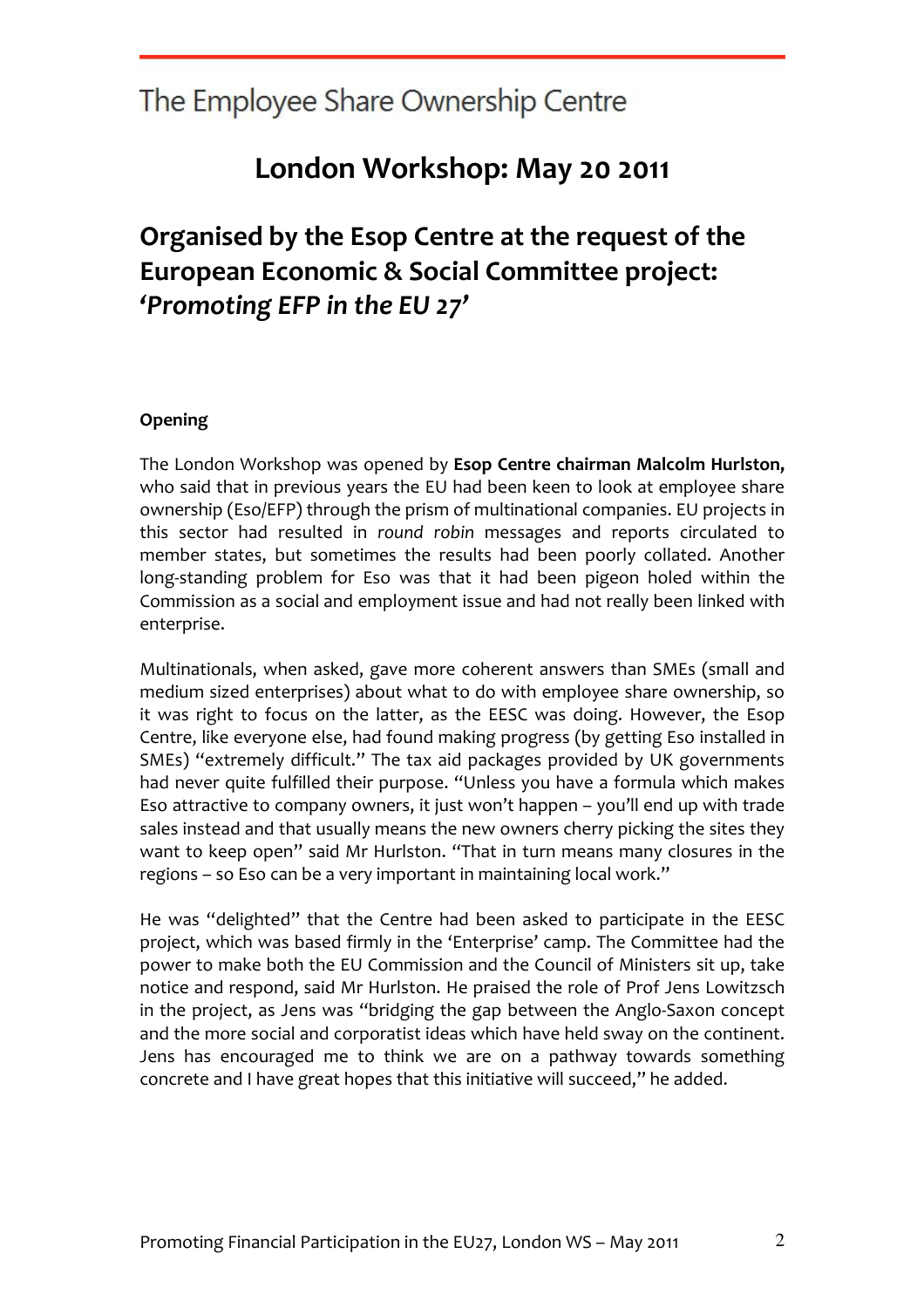The Employee Share Ownership Centre

# London Workshop: May 20 2011

## Organised by the Esop Centre at the request of the European Economic & Social Committee project: *'Promoting EFP in the EU 27'*

**Opening**

The London Workshop was opened by **Esop Centre chairman Malcolm Hurlston,** who said that in previous years the EU had been keen to look at employee share ownership (Eso/EFP) through the prism of multinational companies. EU projects in this sector had resulted in *round robin* messages and reports circulated to member states, but sometimes the results had been poorly collated. Another long-standing problem for Eso was that it had been pigeon holed within the Commission as a social and employment issue and had not really been linked with enterprise.

Multinationals, when asked, gave more coherent answers than SMEs (small and medium sized enterprises) about what to do with employee share ownership, so it was right to focus on the latter, as the EESC was doing. However, the Esop Centre, like everyone else, had found making progress (by getting Eso installed in SMEs) "extremely difficult." The tax aid packages provided by UK governments had never quite fulfilled their purpose. "Unless you have a formula which makes Eso attractive to company owners, it just won't happen – you'll end up with trade sales instead and that usually means the new owners cherry picking the sites they want to keep open" said Mr Hurlston. "That in turn means many closures in the regions – so Eso can be a very important in maintaining local work."

He was "delighted" that the Centre had been asked to participate in the EESC project, which was based firmly in the 'Enterprise' camp. The Committee had the power to make both the EU Commission and the Council of Ministers sit up, take notice and respond, said Mr Hurlston. He praised the role of Prof Jens Lowitzsch in the project, as Jens was "bridging the gap between the Anglo-Saxon concept and the more social and corporatist ideas which have held sway on the continent. Jens has encouraged me to think we are on a pathway towards something concrete and I have great hopes that this initiative will succeed," he added.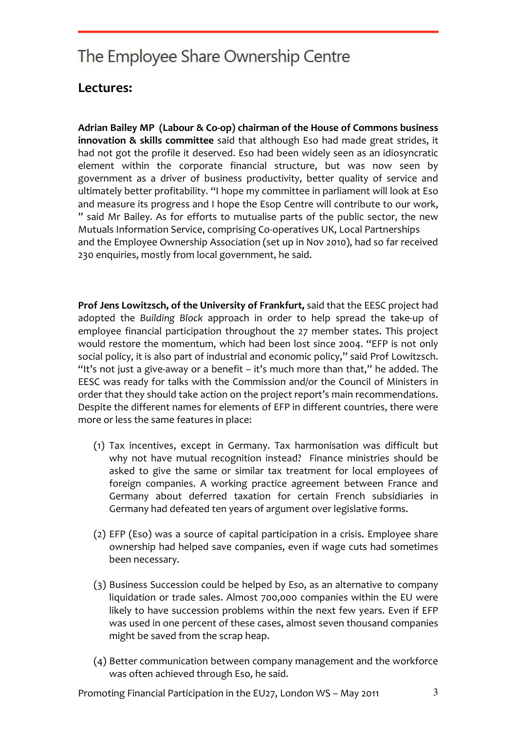# The Employee Share Ownership Centre

## Lectures:

**Adrian Bailey MP (Labour & Co-op) chairman of the House of Commons business innovation & skills committee** said that although Eso had made great strides, it had not got the profile it deserved. Eso had been widely seen as an idiosyncratic element within the corporate financial structure, but was now seen by government as a driver of business productivity, better quality of service and ultimately better profitability. "I hope my committee in parliament will look at Eso and measure its progress and I hope the Esop Centre will contribute to our work, " said Mr Bailey. As for efforts to mutualise parts of the public sector, the new Mutuals Information Service, comprising Co-operatives UK, Local Partnerships and the Employee Ownership Association (set up in Nov 2010), had so far received 230 enquiries, mostly from local government, he said.

**Prof Jens Lowitzsch, of the University of Frankfurt,** said that the EESC project had adopted the *Building Block* approach in order to help spread the take-up of employee financial participation throughout the 27 member states. This project would restore the momentum, which had been lost since 2004. "EFP is not only social policy, it is also part of industrial and economic policy," said Prof Lowitzsch. "It's not just a give-away or a benefit – it's much more than that," he added. The EESC was ready for talks with the Commission and/or the Council of Ministers in order that they should take action on the project report's main recommendations. Despite the different names for elements of EFP in different countries, there were more or less the same features in place:

(1) Tax incentives, except in Germany. Tax harmonisation was difficult but why not have mutual recognition instead? Finance ministries should be asked to give the same or similar tax treatment for local employees of foreign companies. A working practice agreement between France and Germany about deferred taxation for certain French subsidiaries in Germany had defeated ten years of argument over legislative forms.

(2) EFP (Eso) was a source of capital participation in a crisis. Employee share ownership had helped save companies, even if wage cuts had sometimes been necessary.

(3) Business Succession could be helped by Eso, as an alternative to company liquidation or trade sales. Almost 700,000 companies within the EU were likely to have succession problems within the next few years. Even if EFP was used in one percent of these cases, almost seven thousand companies might be saved from the scrap heap.

(4) Better communication between company management and the workforce was often achieved through Eso, he said.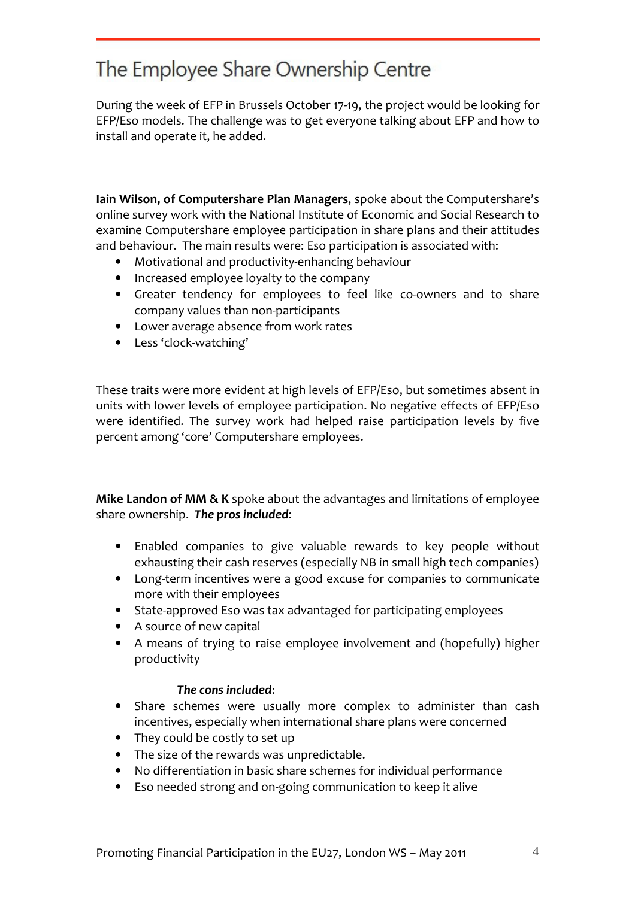# The Employee Share Ownership Centre

During the week of EFP in Brussels October 17-19, the project would be looking for EFP/Eso models. The challenge was to get everyone talking about EFP and how to install and operate it, he added.

**Iain Wilson, of Computershare Plan Managers**, spoke about the Computershare's online survey work with the National Institute of Economic and Social Research to examine Computershare employee participation in share plans and their attitudes and behaviour. The main results were: Eso participation is associated with:

- Motivational and productivity-enhancing behaviour
- Increased employee loyalty to the company
- Greater tendency for employees to feel like co-owners and to share company values than non-participants
- Lower average absence from work rates
- Less 'clock-watching'

These traits were more evident at high levels of EFP/Eso, but sometimes absent in units with lower levels of employee participation. No negative effects of EFP/Eso were identified. The survey work had helped raise participation levels by five percent among 'core' Computershare employees.

**Mike Landon of MM & K** spoke about the advantages and limitations of employee share ownership. ***The pros included***:

- Enabled companies to give valuable rewards to key people without exhausting their cash reserves (especially NB in small high tech companies)
- Long-term incentives were a good excuse for companies to communicate more with their employees
- State-approved Eso was tax advantaged for participating employees
- A source of new capital
- A means of trying to raise employee involvement and (hopefully) higher productivity

***The cons included***:

- Share schemes were usually more complex to administer than cash incentives, especially when international share plans were concerned
- They could be costly to set up
- The size of the rewards was unpredictable.
- No differentiation in basic share schemes for individual performance
- Eso needed strong and on-going communication to keep it alive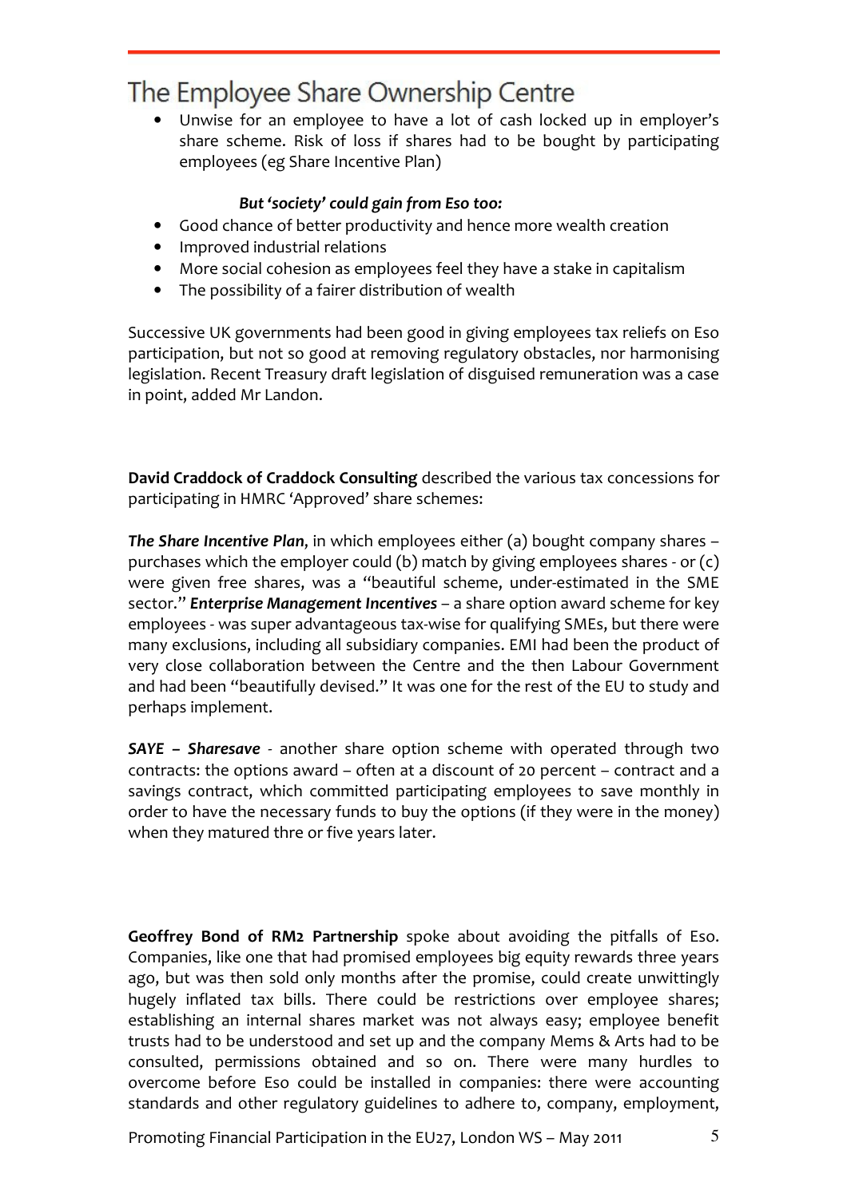- Unwise for an employee to have a lot of cash locked up in employer's share scheme. Risk of loss if shares had to be bought by participating employees (eg Share Incentive Plan)

***But 'society' could gain from Eso too:***

- Good chance of better productivity and hence more wealth creation
- Improved industrial relations
- More social cohesion as employees feel they have a stake in capitalism
- The possibility of a fairer distribution of wealth

Successive UK governments had been good in giving employees tax reliefs on Eso participation, but not so good at removing regulatory obstacles, nor harmonising legislation. Recent Treasury draft legislation of disguised remuneration was a case in point, added Mr Landon.

**David Craddock of Craddock Consulting** described the various tax concessions for participating in HMRC 'Approved' share schemes:

***The Share Incentive Plan***, in which employees either (a) bought company shares – purchases which the employer could (b) match by giving employees shares - or (c) were given free shares, was a "beautiful scheme, under-estimated in the SME sector." ***Enterprise Management Incentives*** – a share option award scheme for key employees - was super advantageous tax-wise for qualifying SMEs, but there were many exclusions, including all subsidiary companies. EMI had been the product of very close collaboration between the Centre and the then Labour Government and had been "beautifully devised." It was one for the rest of the EU to study and perhaps implement.

***SAYE – Sharesave*** - another share option scheme with operated through two contracts: the options award – often at a discount of 20 percent – contract and a savings contract, which committed participating employees to save monthly in order to have the necessary funds to buy the options (if they were in the money) when they matured thre or five years later.

**Geoffrey Bond of RM2 Partnership** spoke about avoiding the pitfalls of Eso. Companies, like one that had promised employees big equity rewards three years ago, but was then sold only months after the promise, could create unwittingly hugely inflated tax bills. There could be restrictions over employee shares; establishing an internal shares market was not always easy; employee benefit trusts had to be understood and set up and the company Mems & Arts had to be consulted, permissions obtained and so on. There were many hurdles to overcome before Eso could be installed in companies: there were accounting standards and other regulatory guidelines to adhere to, company, employment,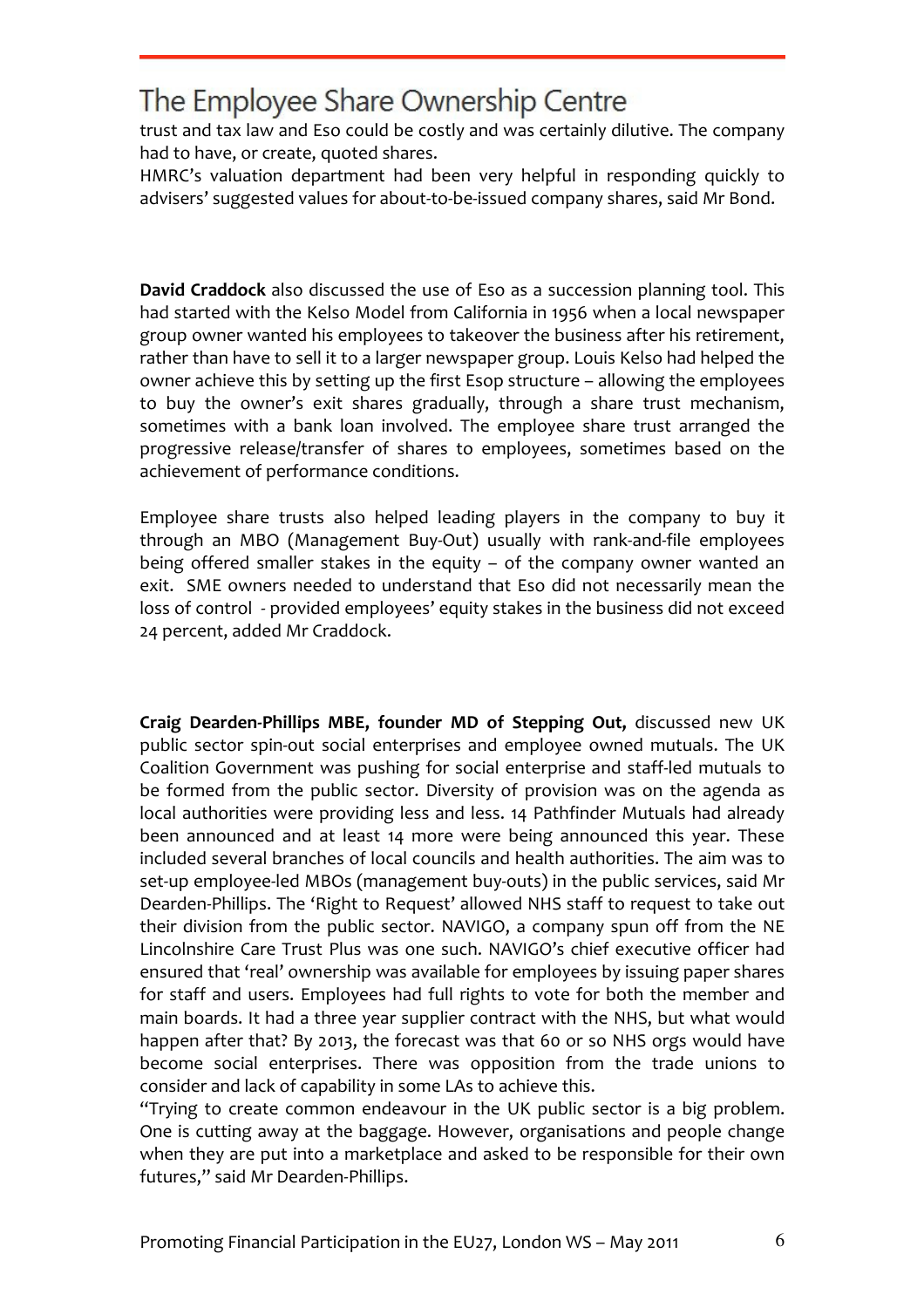trust and tax law and Eso could be costly and was certainly dilutive. The company had to have, or create, quoted shares.

HMRC's valuation department had been very helpful in responding quickly to advisers' suggested values for about-to-be-issued company shares, said Mr Bond.

**David Craddock** also discussed the use of Eso as a succession planning tool. This had started with the Kelso Model from California in 1956 when a local newspaper group owner wanted his employees to takeover the business after his retirement, rather than have to sell it to a larger newspaper group. Louis Kelso had helped the owner achieve this by setting up the first Esop structure – allowing the employees to buy the owner's exit shares gradually, through a share trust mechanism, sometimes with a bank loan involved. The employee share trust arranged the progressive release/transfer of shares to employees, sometimes based on the achievement of performance conditions.

Employee share trusts also helped leading players in the company to buy it through an MBO (Management Buy-Out) usually with rank-and-file employees being offered smaller stakes in the equity – of the company owner wanted an exit. SME owners needed to understand that Eso did not necessarily mean the loss of control - provided employees' equity stakes in the business did not exceed 24 percent, added Mr Craddock.

**Craig Dearden-Phillips MBE, founder MD of Stepping Out,** discussed new UK public sector spin-out social enterprises and employee owned mutuals. The UK Coalition Government was pushing for social enterprise and staff-led mutuals to be formed from the public sector. Diversity of provision was on the agenda as local authorities were providing less and less. 14 Pathfinder Mutuals had already been announced and at least 14 more were being announced this year. These included several branches of local councils and health authorities. The aim was to set-up employee-led MBOs (management buy-outs) in the public services, said Mr Dearden-Phillips. The 'Right to Request' allowed NHS staff to request to take out their division from the public sector. NAVIGO, a company spun off from the NE Lincolnshire Care Trust Plus was one such. NAVIGO's chief executive officer had ensured that 'real' ownership was available for employees by issuing paper shares for staff and users. Employees had full rights to vote for both the member and main boards. It had a three year supplier contract with the NHS, but what would happen after that? By 2013, the forecast was that 60 or so NHS orgs would have become social enterprises. There was opposition from the trade unions to consider and lack of capability in some LAs to achieve this.

"Trying to create common endeavour in the UK public sector is a big problem. One is cutting away at the baggage. However, organisations and people change when they are put into a marketplace and asked to be responsible for their own futures," said Mr Dearden-Phillips.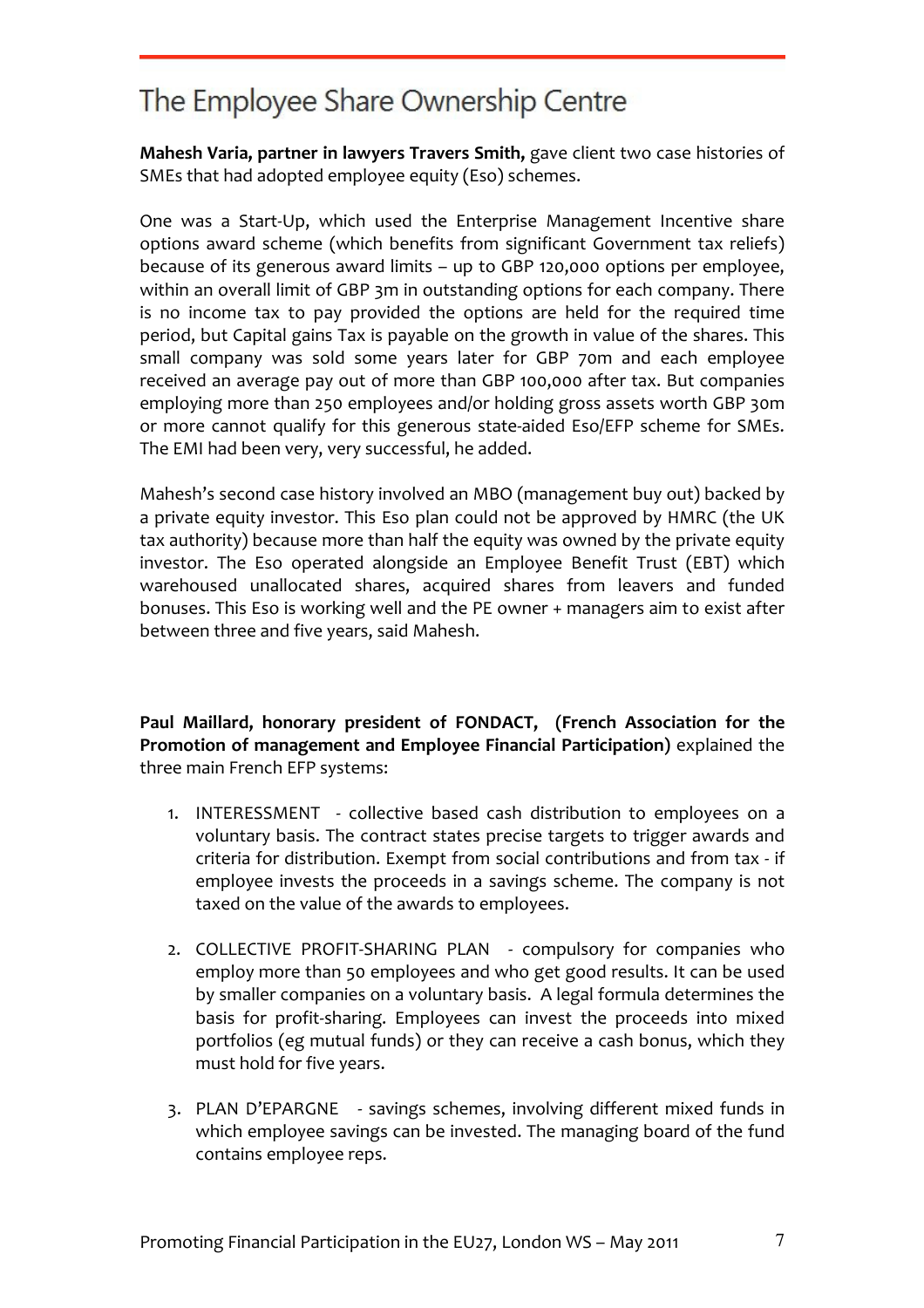# The Employee Share Ownership Centre

**Mahesh Varia, partner in lawyers Travers Smith,** gave client two case histories of SMEs that had adopted employee equity (Eso) schemes.

One was a Start-Up, which used the Enterprise Management Incentive share options award scheme (which benefits from significant Government tax reliefs) because of its generous award limits – up to GBP 120,000 options per employee, within an overall limit of GBP 3m in outstanding options for each company. There is no income tax to pay provided the options are held for the required time period, but Capital gains Tax is payable on the growth in value of the shares. This small company was sold some years later for GBP 70m and each employee received an average pay out of more than GBP 100,000 after tax. But companies employing more than 250 employees and/or holding gross assets worth GBP 30m or more cannot qualify for this generous state-aided Eso/EFP scheme for SMEs. The EMI had been very, very successful, he added.

Mahesh's second case history involved an MBO (management buy out) backed by a private equity investor. This Eso plan could not be approved by HMRC (the UK tax authority) because more than half the equity was owned by the private equity investor. The Eso operated alongside an Employee Benefit Trust (EBT) which warehoused unallocated shares, acquired shares from leavers and funded bonuses. This Eso is working well and the PE owner + managers aim to exist after between three and five years, said Mahesh.

**Paul Maillard, honorary president of FONDACT, (French Association for the Promotion of management and Employee Financial Participation)** explained the three main French EFP systems:

1. INTERESSMENT - collective based cash distribution to employees on a voluntary basis. The contract states precise targets to trigger awards and criteria for distribution. Exempt from social contributions and from tax - if employee invests the proceeds in a savings scheme. The company is not taxed on the value of the awards to employees.

2. COLLECTIVE PROFIT-SHARING PLAN - compulsory for companies who employ more than 50 employees and who get good results. It can be used by smaller companies on a voluntary basis. A legal formula determines the basis for profit-sharing. Employees can invest the proceeds into mixed portfolios (eg mutual funds) or they can receive a cash bonus, which they must hold for five years.

3. PLAN D'EPARGNE - savings schemes, involving different mixed funds in which employee savings can be invested. The managing board of the fund contains employee reps.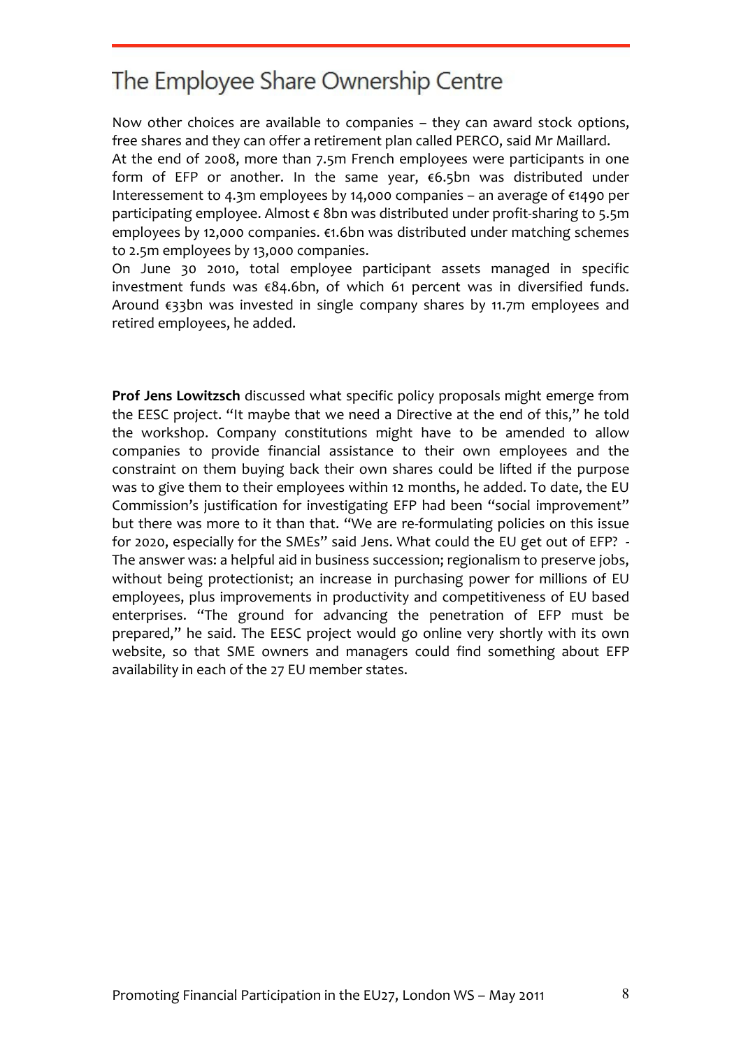Now other choices are available to companies – they can award stock options, free shares and they can offer a retirement plan called PERCO, said Mr Maillard.
At the end of 2008, more than 7.5m French employees were participants in one form of EFP or another. In the same year, €6.5bn was distributed under Interessement to 4.3m employees by 14,000 companies – an average of €1490 per participating employee. Almost € 8bn was distributed under profit-sharing to 5.5m employees by 12,000 companies. €1.6bn was distributed under matching schemes to 2.5m employees by 13,000 companies.
On June 30 2010, total employee participant assets managed in specific investment funds was €84.6bn, of which 61 percent was in diversified funds. Around €33bn was invested in single company shares by 11.7m employees and retired employees, he added.

**Prof Jens Lowitzsch** discussed what specific policy proposals might emerge from the EESC project. "It maybe that we need a Directive at the end of this," he told the workshop. Company constitutions might have to be amended to allow companies to provide financial assistance to their own employees and the constraint on them buying back their own shares could be lifted if the purpose was to give them to their employees within 12 months, he added. To date, the EU Commission's justification for investigating EFP had been "social improvement" but there was more to it than that. "We are re-formulating policies on this issue for 2020, especially for the SMEs" said Jens. What could the EU get out of EFP? - The answer was: a helpful aid in business succession; regionalism to preserve jobs, without being protectionist; an increase in purchasing power for millions of EU employees, plus improvements in productivity and competitiveness of EU based enterprises. "The ground for advancing the penetration of EFP must be prepared," he said. The EESC project would go online very shortly with its own website, so that SME owners and managers could find something about EFP availability in each of the 27 EU member states.